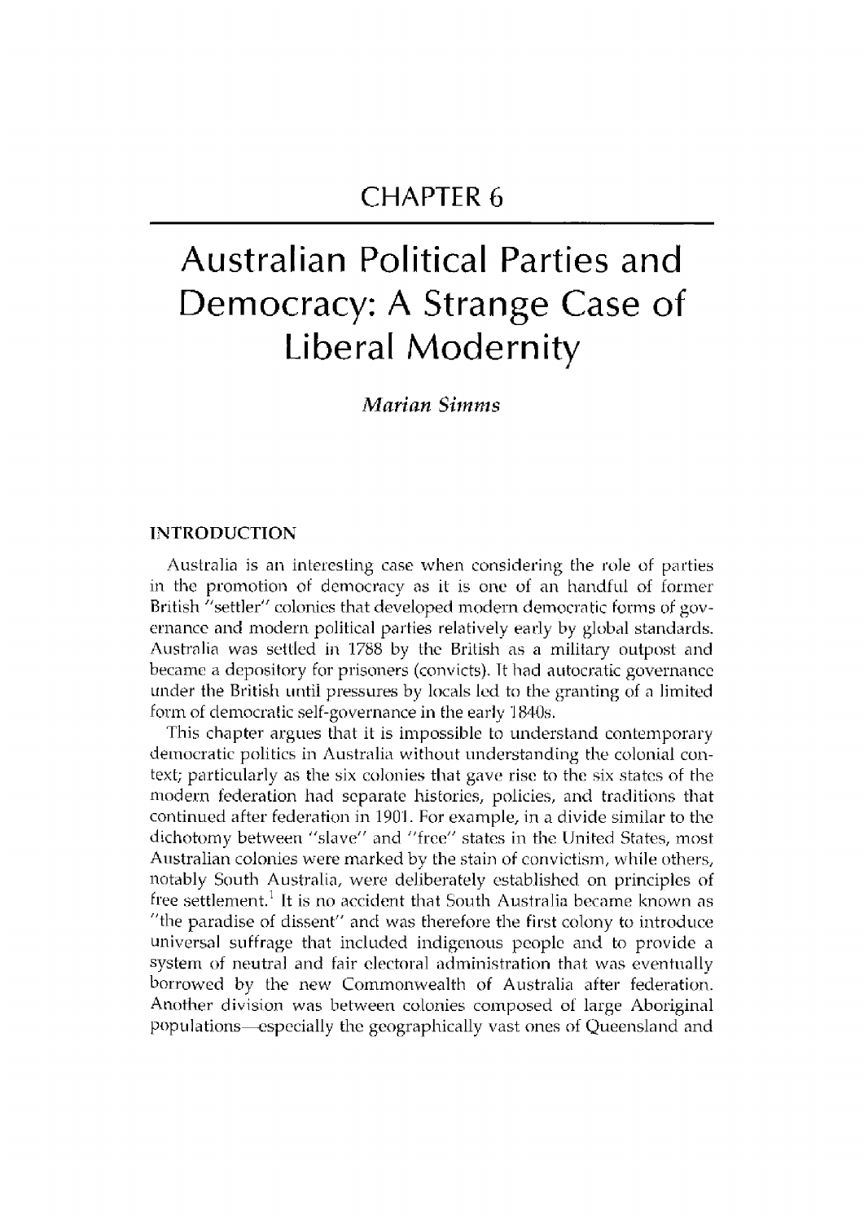CHAPTER 6

# Australian Political Parties and Democracy: A Strange Case of Liberal Modernity

*Marian Simms*

## INTRODUCTION

Australia is an interesting case when considering the role of parties in the promotion of democracy as it is one of an handful of former British "settler" colonies that developed modern democratic forms of governance and modern political parties relatively early by global standards. Australia was settled in 1788 by the British as a military outpost and became a depository for prisoners (convicts). It had autocratic governance under the British until pressures by locals led to the granting of a limited form of democratic self-governance in the early 1840s.

This chapter argues that it is impossible to understand contemporary democratic politics in Australia without understanding the colonial context; particularly as the six colonies that gave rise to the six states of the modern federation had separate histories, policies, and traditions that continued after federation in 1901. For example, in a divide similar to the dichotomy between "slave" and "free" states in the United States, most Australian colonies were marked by the stain of convictism, while others, notably South Australia, were deliberately established on principles of free settlement.[1] It is no accident that South Australia became known as "the paradise of dissent" and was therefore the first colony to introduce universal suffrage that included indigenous people and to provide a system of neutral and fair electoral administration that was eventually borrowed by the new Commonwealth of Australia after federation. Another division was between colonies composed of large Aboriginal populations—especially the geographically vast ones of Queensland and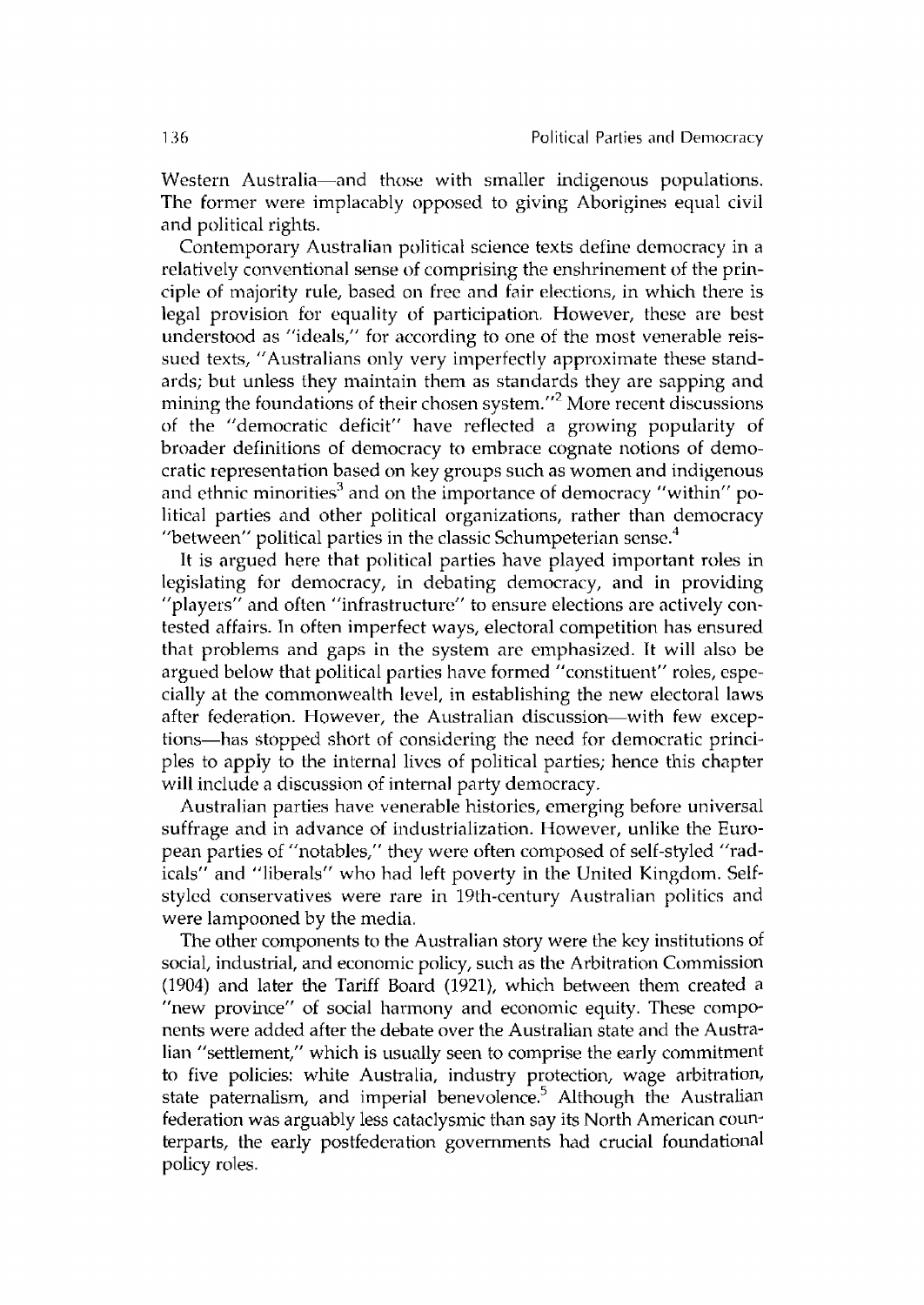Western Australia—and those with smaller indigenous populations. The former were implacably opposed to giving Aborigines equal civil and political rights.

Contemporary Australian political science texts define democracy in a relatively conventional sense of comprising the enshrinement of the principle of majority rule, based on free and fair elections, in which there is legal provision for equality of participation. However, these are best understood as "ideals," for according to one of the most venerable reissued texts, "Australians only very imperfectly approximate these standards; but unless they maintain them as standards they are sapping and mining the foundations of their chosen system."[2] More recent discussions of the "democratic deficit" have reflected a growing popularity of broader definitions of democracy to embrace cognate notions of democratic representation based on key groups such as women and indigenous and ethnic minorities[3] and on the importance of democracy "within" political parties and other political organizations, rather than democracy "between" political parties in the classic Schumpeterian sense.[4]

It is argued here that political parties have played important roles in legislating for democracy, in debating democracy, and in providing "players" and often "infrastructure" to ensure elections are actively contested affairs. In often imperfect ways, electoral competition has ensured that problems and gaps in the system are emphasized. It will also be argued below that political parties have formed "constituent" roles, especially at the commonwealth level, in establishing the new electoral laws after federation. However, the Australian discussion—with few exceptions—has stopped short of considering the need for democratic principles to apply to the internal lives of political parties; hence this chapter will include a discussion of internal party democracy.

Australian parties have venerable histories, emerging before universal suffrage and in advance of industrialization. However, unlike the European parties of "notables," they were often composed of self-styled "radicals" and "liberals" who had left poverty in the United Kingdom. Self-styled conservatives were rare in 19th-century Australian politics and were lampooned by the media.

The other components to the Australian story were the key institutions of social, industrial, and economic policy, such as the Arbitration Commission (1904) and later the Tariff Board (1921), which between them created a "new province" of social harmony and economic equity. These components were added after the debate over the Australian state and the Australian "settlement," which is usually seen to comprise the early commitment to five policies: white Australia, industry protection, wage arbitration, state paternalism, and imperial benevolence.[5] Although the Australian federation was arguably less cataclysmic than say its North American counterparts, the early postfederation governments had crucial foundational policy roles.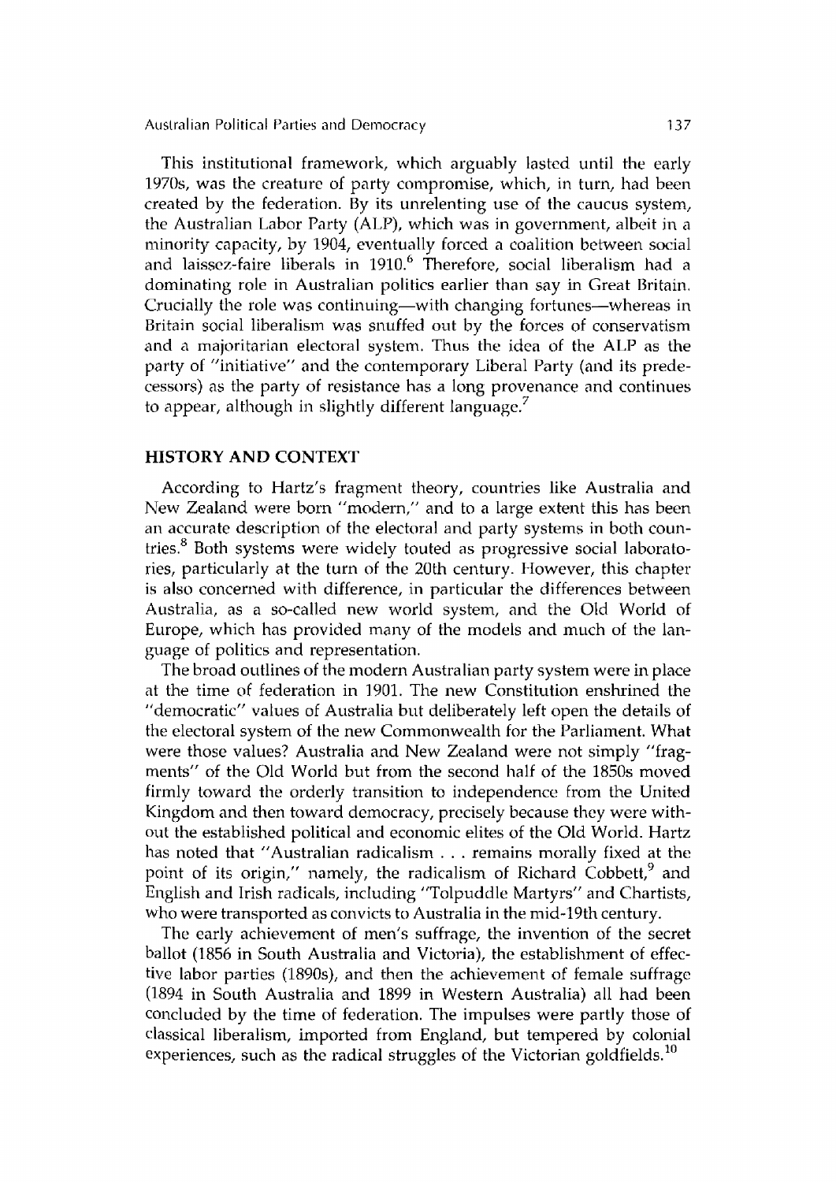This institutional framework, which arguably lasted until the early 1970s, was the creature of party compromise, which, in turn, had been created by the federation. By its unrelenting use of the caucus system, the Australian Labor Party (ALP), which was in government, albeit in a minority capacity, by 1904, eventually forced a coalition between social and laissez-faire liberals in 1910.[6] Therefore, social liberalism had a dominating role in Australian politics earlier than say in Great Britain. Crucially the role was continuing—with changing fortunes—whereas in Britain social liberalism was snuffed out by the forces of conservatism and a majoritarian electoral system. Thus the idea of the ALP as the party of "initiative" and the contemporary Liberal Party (and its predecessors) as the party of resistance has a long provenance and continues to appear, although in slightly different language.[7]

## HISTORY AND CONTEXT

According to Hartz's fragment theory, countries like Australia and New Zealand were born "modern," and to a large extent this has been an accurate description of the electoral and party systems in both countries.[8] Both systems were widely touted as progressive social laboratories, particularly at the turn of the 20th century. However, this chapter is also concerned with difference, in particular the differences between Australia, as a so-called new world system, and the Old World of Europe, which has provided many of the models and much of the language of politics and representation.

The broad outlines of the modern Australian party system were in place at the time of federation in 1901. The new Constitution enshrined the "democratic" values of Australia but deliberately left open the details of the electoral system of the new Commonwealth for the Parliament. What were those values? Australia and New Zealand were not simply "fragments" of the Old World but from the second half of the 1850s moved firmly toward the orderly transition to independence from the United Kingdom and then toward democracy, precisely because they were without the established political and economic elites of the Old World. Hartz has noted that "Australian radicalism . . . remains morally fixed at the point of its origin," namely, the radicalism of Richard Cobbett,[9] and English and Irish radicals, including "Tolpuddle Martyrs" and Chartists, who were transported as convicts to Australia in the mid-19th century.

The early achievement of men's suffrage, the invention of the secret ballot (1856 in South Australia and Victoria), the establishment of effective labor parties (1890s), and then the achievement of female suffrage (1894 in South Australia and 1899 in Western Australia) all had been concluded by the time of federation. The impulses were partly those of classical liberalism, imported from England, but tempered by colonial experiences, such as the radical struggles of the Victorian goldfields.[10]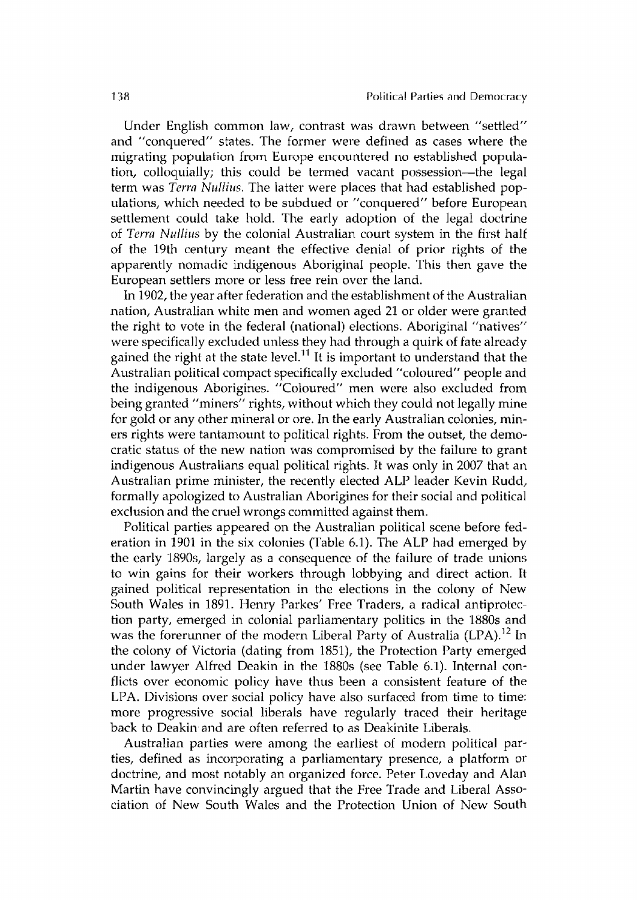Under English common law, contrast was drawn between "settled" and "conquered" states. The former were defined as cases where the migrating population from Europe encountered no established population, colloquially; this could be termed vacant possession—the legal term was *Terra Nullius*. The latter were places that had established populations, which needed to be subdued or "conquered" before European settlement could take hold. The early adoption of the legal doctrine of *Terra Nullius* by the colonial Australian court system in the first half of the 19th century meant the effective denial of prior rights of the apparently nomadic indigenous Aboriginal people. This then gave the European settlers more or less free rein over the land.

In 1902, the year after federation and the establishment of the Australian nation, Australian white men and women aged 21 or older were granted the right to vote in the federal (national) elections. Aboriginal "natives" were specifically excluded unless they had through a quirk of fate already gained the right at the state level.[11] It is important to understand that the Australian political compact specifically excluded "coloured" people and the indigenous Aborigines. "Coloured" men were also excluded from being granted "miners" rights, without which they could not legally mine for gold or any other mineral or ore. In the early Australian colonies, miners rights were tantamount to political rights. From the outset, the democratic status of the new nation was compromised by the failure to grant indigenous Australians equal political rights. It was only in 2007 that an Australian prime minister, the recently elected ALP leader Kevin Rudd, formally apologized to Australian Aborigines for their social and political exclusion and the cruel wrongs committed against them.

Political parties appeared on the Australian political scene before federation in 1901 in the six colonies (Table 6.1). The ALP had emerged by the early 1890s, largely as a consequence of the failure of trade unions to win gains for their workers through lobbying and direct action. It gained political representation in the elections in the colony of New South Wales in 1891. Henry Parkes' Free Traders, a radical antiprotection party, emerged in colonial parliamentary politics in the 1880s and was the forerunner of the modern Liberal Party of Australia (LPA).[12] In the colony of Victoria (dating from 1851), the Protection Party emerged under lawyer Alfred Deakin in the 1880s (see Table 6.1). Internal conflicts over economic policy have thus been a consistent feature of the LPA. Divisions over social policy have also surfaced from time to time: more progressive social liberals have regularly traced their heritage back to Deakin and are often referred to as Deakinite Liberals.

Australian parties were among the earliest of modern political parties, defined as incorporating a parliamentary presence, a platform or doctrine, and most notably an organized force. Peter Loveday and Alan Martin have convincingly argued that the Free Trade and Liberal Association of New South Wales and the Protection Union of New South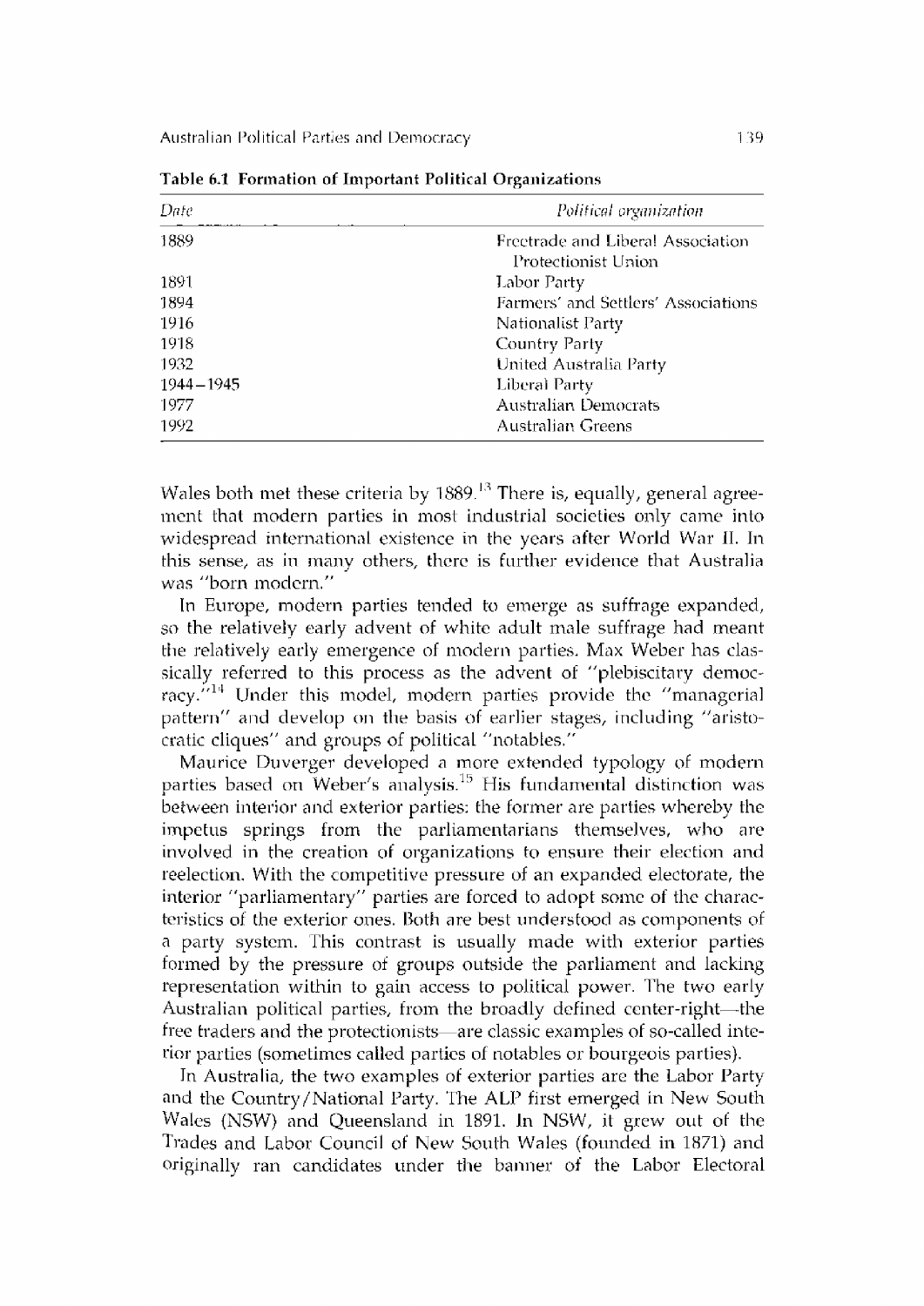**Table 6.1 Formation of Important Political Organizations**

| Date | Political organization |
|---|---|
| 1889 | Freetrade and Liberal Association |
| | Protectionist Union |
| 1891 | Labor Party |
| 1894 | Farmers' and Settlers' Associations |
| 1916 | Nationalist Party |
| 1918 | Country Party |
| 1932 | United Australia Party |
| 1944–1945 | Liberal Party |
| 1977 | Australian Democrats |
| 1992 | Australian Greens |

Wales both met these criteria by 1889.[13] There is, equally, general agreement that modern parties in most industrial societies only came into widespread international existence in the years after World War II. In this sense, as in many others, there is further evidence that Australia was "born modern."

In Europe, modern parties tended to emerge as suffrage expanded, so the relatively early advent of white adult male suffrage had meant the relatively early emergence of modern parties. Max Weber has classically referred to this process as the advent of "plebiscitary democracy."[14] Under this model, modern parties provide the "managerial pattern" and develop on the basis of earlier stages, including "aristocratic cliques" and groups of political "notables."

Maurice Duverger developed a more extended typology of modern parties based on Weber's analysis.[15] His fundamental distinction was between interior and exterior parties: the former are parties whereby the impetus springs from the parliamentarians themselves, who are involved in the creation of organizations to ensure their election and reelection. With the competitive pressure of an expanded electorate, the interior "parliamentary" parties are forced to adopt some of the characteristics of the exterior ones. Both are best understood as components of a party system. This contrast is usually made with exterior parties formed by the pressure of groups outside the parliament and lacking representation within to gain access to political power. The two early Australian political parties, from the broadly defined center-right—the free traders and the protectionists—are classic examples of so-called interior parties (sometimes called parties of notables or bourgeois parties).

In Australia, the two examples of exterior parties are the Labor Party and the Country/National Party. The ALP first emerged in New South Wales (NSW) and Queensland in 1891. In NSW, it grew out of the Trades and Labor Council of New South Wales (founded in 1871) and originally ran candidates under the banner of the Labor Electoral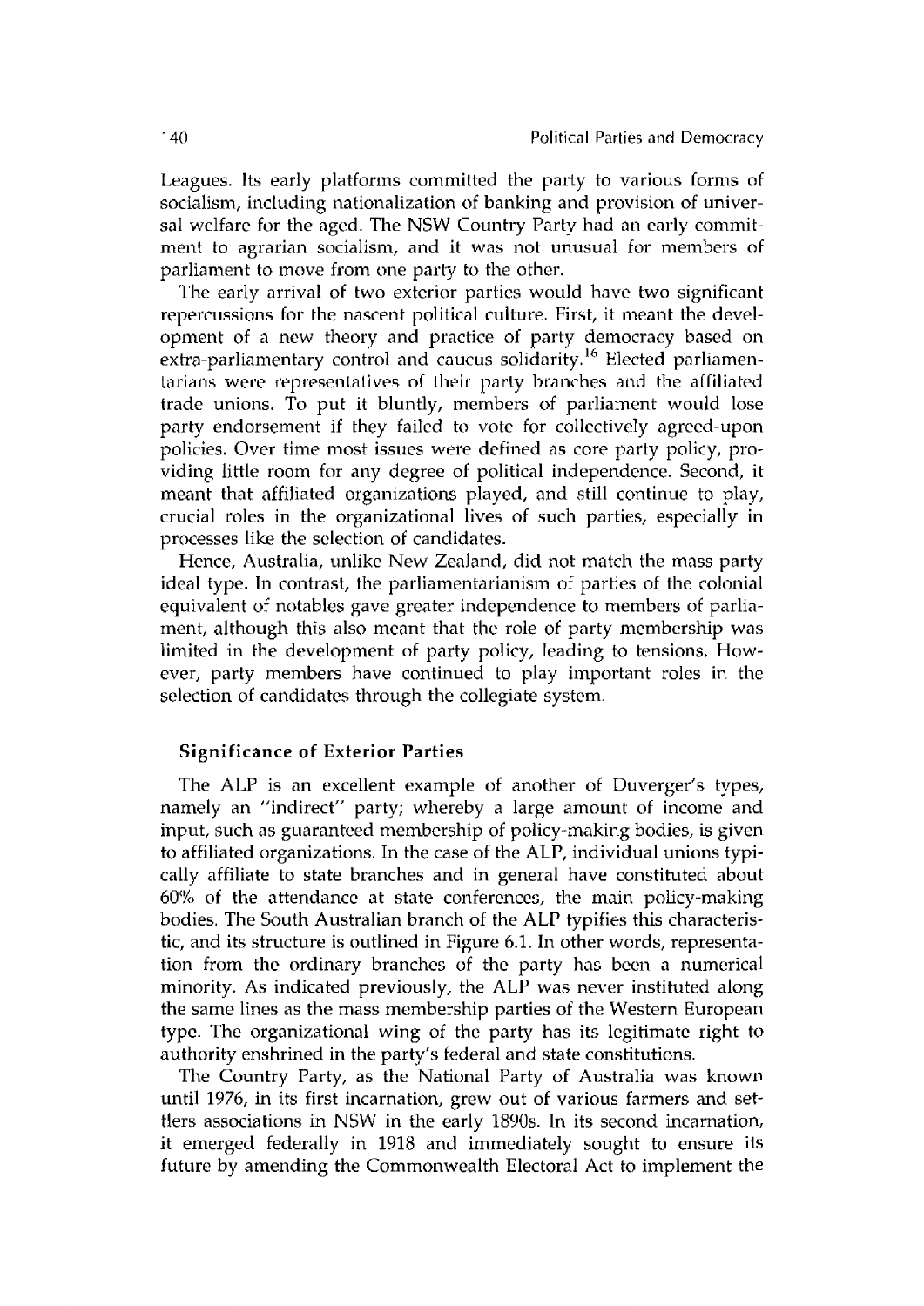Leagues. Its early platforms committed the party to various forms of socialism, including nationalization of banking and provision of universal welfare for the aged. The NSW Country Party had an early commitment to agrarian socialism, and it was not unusual for members of parliament to move from one party to the other.

The early arrival of two exterior parties would have two significant repercussions for the nascent political culture. First, it meant the development of a new theory and practice of party democracy based on extra-parliamentary control and caucus solidarity.[16] Elected parliamentarians were representatives of their party branches and the affiliated trade unions. To put it bluntly, members of parliament would lose party endorsement if they failed to vote for collectively agreed-upon policies. Over time most issues were defined as core party policy, providing little room for any degree of political independence. Second, it meant that affiliated organizations played, and still continue to play, crucial roles in the organizational lives of such parties, especially in processes like the selection of candidates.

Hence, Australia, unlike New Zealand, did not match the mass party ideal type. In contrast, the parliamentarianism of parties of the colonial equivalent of notables gave greater independence to members of parliament, although this also meant that the role of party membership was limited in the development of party policy, leading to tensions. However, party members have continued to play important roles in the selection of candidates through the collegiate system.

### Significance of Exterior Parties

The ALP is an excellent example of another of Duverger's types, namely an "indirect" party; whereby a large amount of income and input, such as guaranteed membership of policy-making bodies, is given to affiliated organizations. In the case of the ALP, individual unions typically affiliate to state branches and in general have constituted about 60% of the attendance at state conferences, the main policy-making bodies. The South Australian branch of the ALP typifies this characteristic, and its structure is outlined in Figure 6.1. In other words, representation from the ordinary branches of the party has been a numerical minority. As indicated previously, the ALP was never instituted along the same lines as the mass membership parties of the Western European type. The organizational wing of the party has its legitimate right to authority enshrined in the party's federal and state constitutions.

The Country Party, as the National Party of Australia was known until 1976, in its first incarnation, grew out of various farmers and settlers associations in NSW in the early 1890s. In its second incarnation, it emerged federally in 1918 and immediately sought to ensure its future by amending the Commonwealth Electoral Act to implement the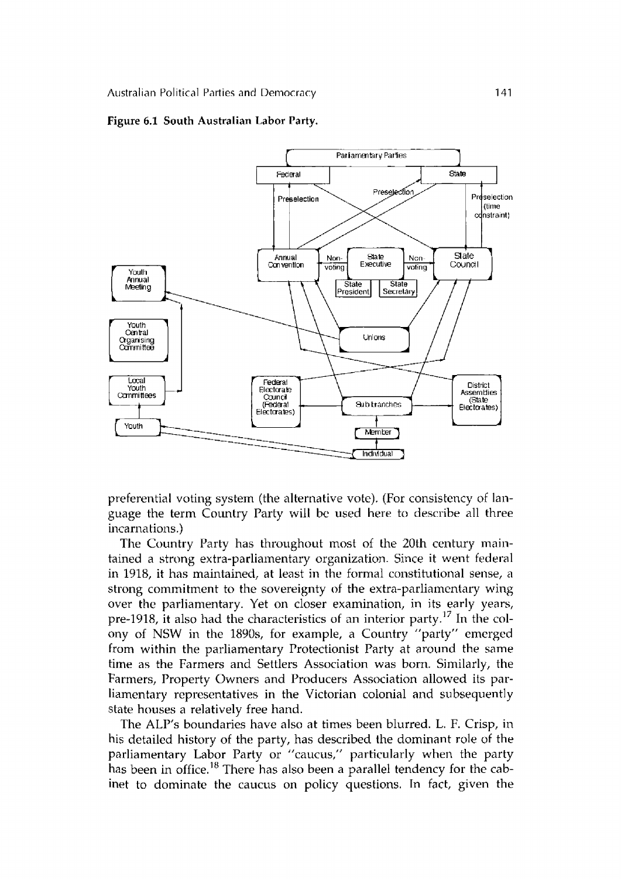**Figure 6.1 South Australian Labor Party.**

preferential voting system (the alternative vote). (For consistency of language the term Country Party will be used here to describe all three incarnations.)

The Country Party has throughout most of the 20th century maintained a strong extra-parliamentary organization. Since it went federal in 1918, it has maintained, at least in the formal constitutional sense, a strong commitment to the sovereignty of the extra-parliamentary wing over the parliamentary. Yet on closer examination, in its early years, pre-1918, it also had the characteristics of an interior party.[17] In the colony of NSW in the 1890s, for example, a Country "party" emerged from within the parliamentary Protectionist Party at around the same time as the Farmers and Settlers Association was born. Similarly, the Farmers, Property Owners and Producers Association allowed its parliamentary representatives in the Victorian colonial and subsequently state houses a relatively free hand.

The ALP's boundaries have also at times been blurred. L. F. Crisp, in his detailed history of the party, has described the dominant role of the parliamentary Labor Party or "caucus," particularly when the party has been in office.[18] There has also been a parallel tendency for the cabinet to dominate the caucus on policy questions. In fact, given the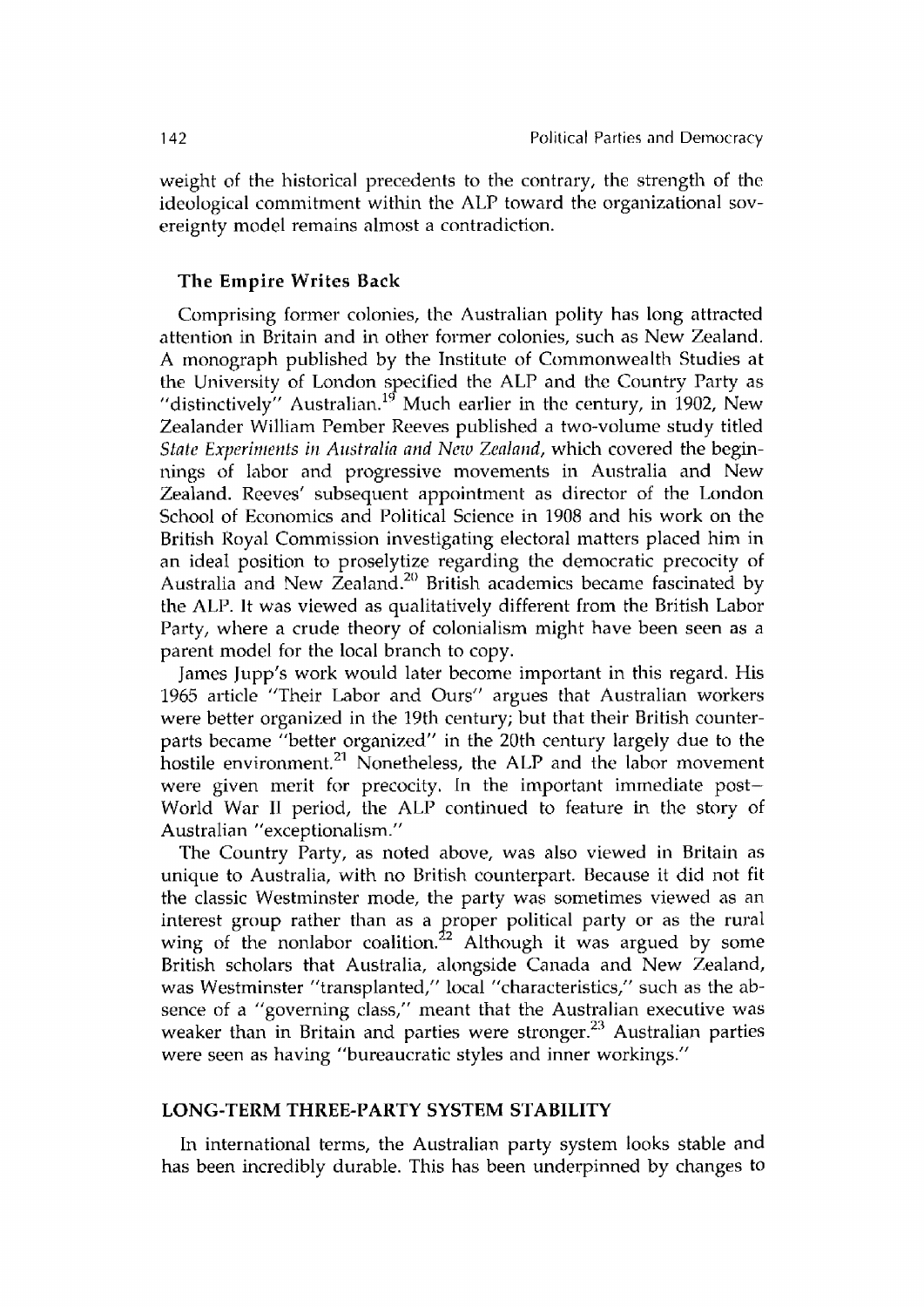weight of the historical precedents to the contrary, the strength of the ideological commitment within the ALP toward the organizational sovereignty model remains almost a contradiction.

### The Empire Writes Back

Comprising former colonies, the Australian polity has long attracted attention in Britain and in other former colonies, such as New Zealand. A monograph published by the Institute of Commonwealth Studies at the University of London specified the ALP and the Country Party as "distinctively" Australian.[19] Much earlier in the century, in 1902, New Zealander William Pember Reeves published a two-volume study titled *State Experiments in Australia and New Zealand*, which covered the beginnings of labor and progressive movements in Australia and New Zealand. Reeves' subsequent appointment as director of the London School of Economics and Political Science in 1908 and his work on the British Royal Commission investigating electoral matters placed him in an ideal position to proselytize regarding the democratic precocity of Australia and New Zealand.[20] British academics became fascinated by the ALP. It was viewed as qualitatively different from the British Labor Party, where a crude theory of colonialism might have been seen as a parent model for the local branch to copy.

James Jupp's work would later become important in this regard. His 1965 article "Their Labor and Ours" argues that Australian workers were better organized in the 19th century; but that their British counterparts became "better organized" in the 20th century largely due to the hostile environment.[21] Nonetheless, the ALP and the labor movement were given merit for precocity. In the important immediate post–World War II period, the ALP continued to feature in the story of Australian "exceptionalism."

The Country Party, as noted above, was also viewed in Britain as unique to Australia, with no British counterpart. Because it did not fit the classic Westminster mode, the party was sometimes viewed as an interest group rather than as a proper political party or as the rural wing of the nonlabor coalition.[22] Although it was argued by some British scholars that Australia, alongside Canada and New Zealand, was Westminster "transplanted," local "characteristics," such as the absence of a "governing class," meant that the Australian executive was weaker than in Britain and parties were stronger.[23] Australian parties were seen as having "bureaucratic styles and inner workings."

## LONG-TERM THREE-PARTY SYSTEM STABILITY

In international terms, the Australian party system looks stable and has been incredibly durable. This has been underpinned by changes to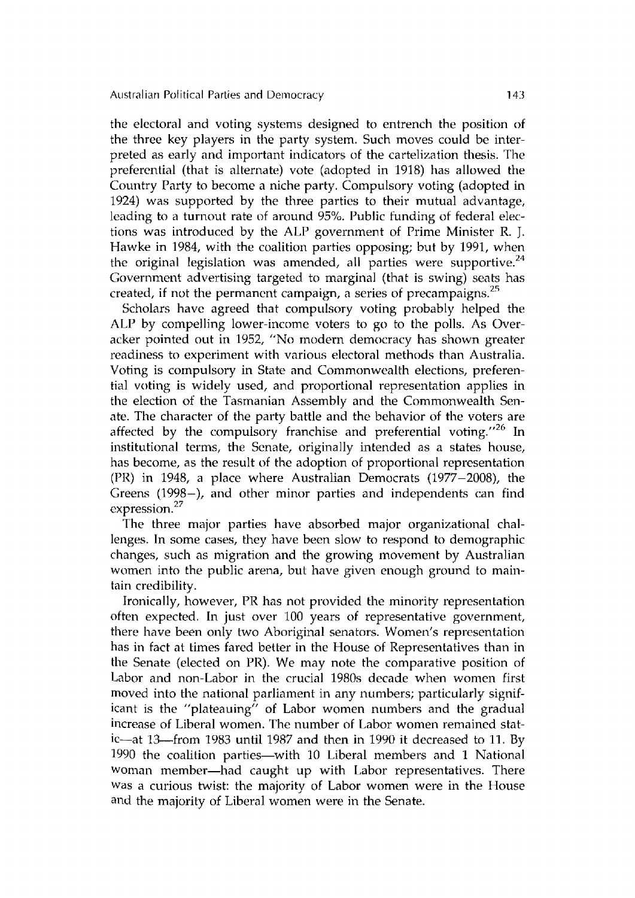the electoral and voting systems designed to entrench the position of the three key players in the party system. Such moves could be interpreted as early and important indicators of the cartelization thesis. The preferential (that is alternate) vote (adopted in 1918) has allowed the Country Party to become a niche party. Compulsory voting (adopted in 1924) was supported by the three parties to their mutual advantage, leading to a turnout rate of around 95%. Public funding of federal elections was introduced by the ALP government of Prime Minister R. J. Hawke in 1984, with the coalition parties opposing; but by 1991, when the original legislation was amended, all parties were supportive.[24] Government advertising targeted to marginal (that is swing) seats has created, if not the permanent campaign, a series of precampaigns.[25]

Scholars have agreed that compulsory voting probably helped the ALP by compelling lower-income voters to go to the polls. As Overacker pointed out in 1952, "No modern democracy has shown greater readiness to experiment with various electoral methods than Australia. Voting is compulsory in State and Commonwealth elections, preferential voting is widely used, and proportional representation applies in the election of the Tasmanian Assembly and the Commonwealth Senate. The character of the party battle and the behavior of the voters are affected by the compulsory franchise and preferential voting."[26] In institutional terms, the Senate, originally intended as a states house, has become, as the result of the adoption of proportional representation (PR) in 1948, a place where Australian Democrats (1977–2008), the Greens (1998–), and other minor parties and independents can find expression.[27]

The three major parties have absorbed major organizational challenges. In some cases, they have been slow to respond to demographic changes, such as migration and the growing movement by Australian women into the public arena, but have given enough ground to maintain credibility.

Ironically, however, PR has not provided the minority representation often expected. In just over 100 years of representative government, there have been only two Aboriginal senators. Women's representation has in fact at times fared better in the House of Representatives than in the Senate (elected on PR). We may note the comparative position of Labor and non-Labor in the crucial 1980s decade when women first moved into the national parliament in any numbers; particularly significant is the "plateauing" of Labor women numbers and the gradual increase of Liberal women. The number of Labor women remained static—at 13—from 1983 until 1987 and then in 1990 it decreased to 11. By 1990 the coalition parties—with 10 Liberal members and 1 National woman member—had caught up with Labor representatives. There was a curious twist: the majority of Labor women were in the House and the majority of Liberal women were in the Senate.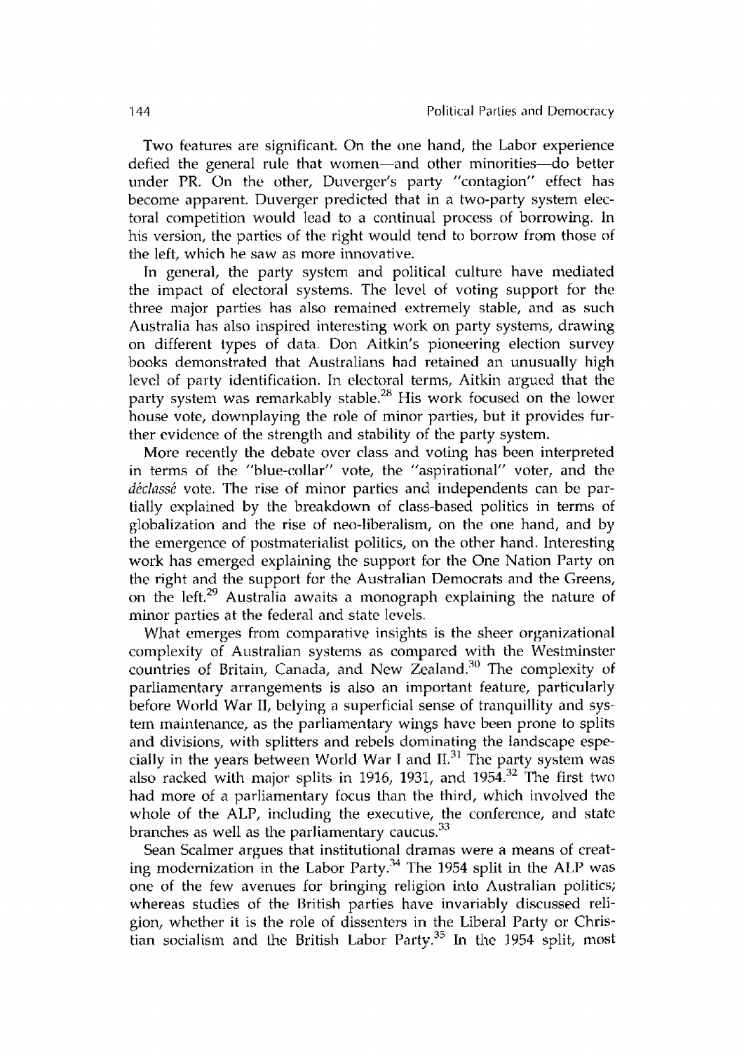Two features are significant. On the one hand, the Labor experience defied the general rule that women—and other minorities—do better under PR. On the other, Duverger's party "contagion" effect has become apparent. Duverger predicted that in a two-party system electoral competition would lead to a continual process of borrowing. In his version, the parties of the right would tend to borrow from those of the left, which he saw as more innovative.

In general, the party system and political culture have mediated the impact of electoral systems. The level of voting support for the three major parties has also remained extremely stable, and as such Australia has also inspired interesting work on party systems, drawing on different types of data. Don Aitkin's pioneering election survey books demonstrated that Australians had retained an unusually high level of party identification. In electoral terms, Aitkin argued that the party system was remarkably stable.[28] His work focused on the lower house vote, downplaying the role of minor parties, but it provides further evidence of the strength and stability of the party system.

More recently the debate over class and voting has been interpreted in terms of the "blue-collar" vote, the "aspirational" voter, and the *déclassé* vote. The rise of minor parties and independents can be partially explained by the breakdown of class-based politics in terms of globalization and the rise of neo-liberalism, on the one hand, and by the emergence of postmaterialist politics, on the other hand. Interesting work has emerged explaining the support for the One Nation Party on the right and the support for the Australian Democrats and the Greens, on the left.[29] Australia awaits a monograph explaining the nature of minor parties at the federal and state levels.

What emerges from comparative insights is the sheer organizational complexity of Australian systems as compared with the Westminster countries of Britain, Canada, and New Zealand.[30] The complexity of parliamentary arrangements is also an important feature, particularly before World War II, belying a superficial sense of tranquillity and system maintenance, as the parliamentary wings have been prone to splits and divisions, with splitters and rebels dominating the landscape especially in the years between World War I and II.[31] The party system was also racked with major splits in 1916, 1931, and 1954.[32] The first two had more of a parliamentary focus than the third, which involved the whole of the ALP, including the executive, the conference, and state branches as well as the parliamentary caucus.[33]

Sean Scalmer argues that institutional dramas were a means of creating modernization in the Labor Party.[34] The 1954 split in the ALP was one of the few avenues for bringing religion into Australian politics; whereas studies of the British parties have invariably discussed religion, whether it is the role of dissenters in the Liberal Party or Christian socialism and the British Labor Party.[35] In the 1954 split, most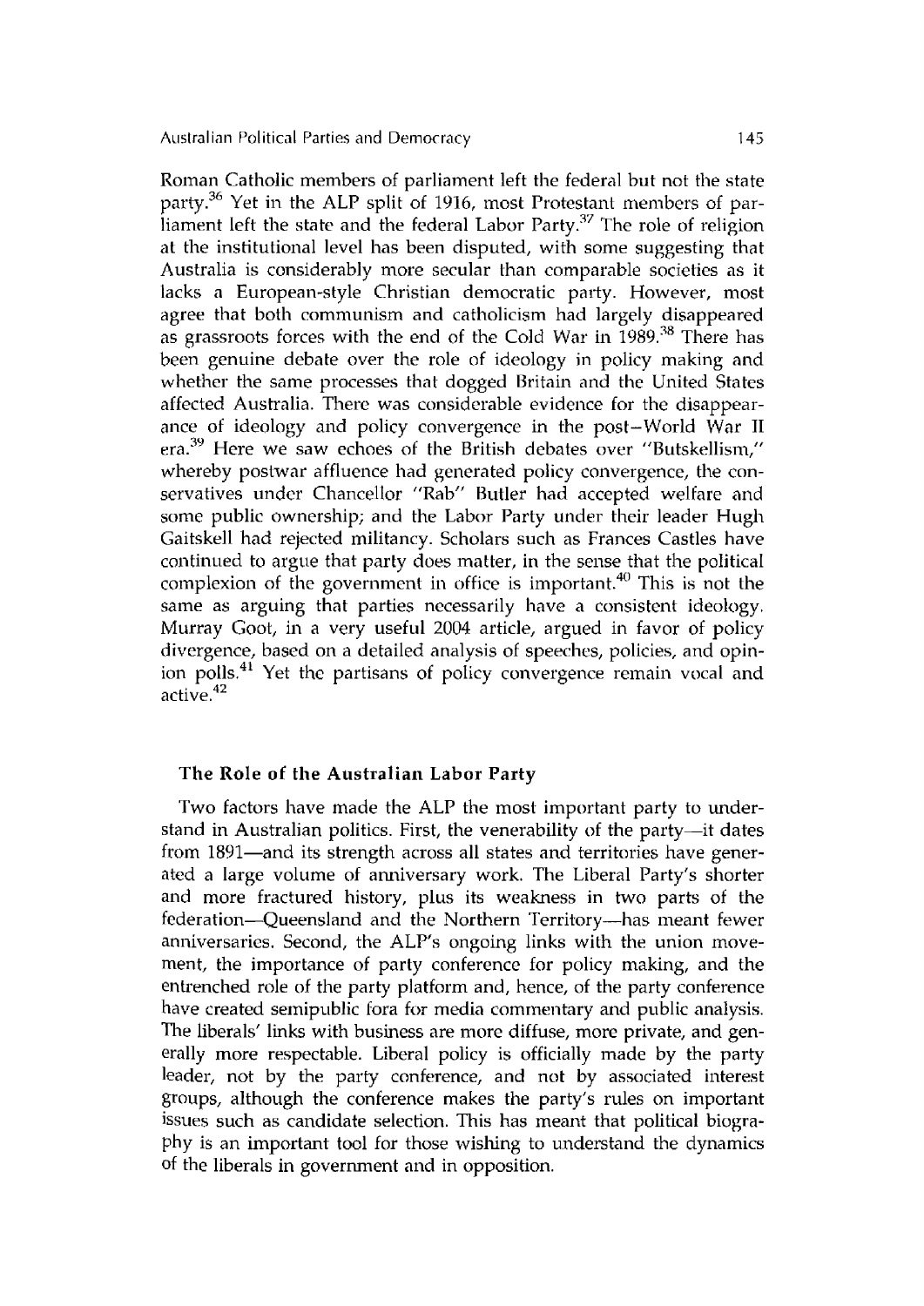Roman Catholic members of parliament left the federal but not the state party.[36] Yet in the ALP split of 1916, most Protestant members of parliament left the state and the federal Labor Party.[37] The role of religion at the institutional level has been disputed, with some suggesting that Australia is considerably more secular than comparable societies as it lacks a European-style Christian democratic party. However, most agree that both communism and catholicism had largely disappeared as grassroots forces with the end of the Cold War in 1989.[38] There has been genuine debate over the role of ideology in policy making and whether the same processes that dogged Britain and the United States affected Australia. There was considerable evidence for the disappearance of ideology and policy convergence in the post–World War II era.[39] Here we saw echoes of the British debates over "Butskellism," whereby postwar affluence had generated policy convergence, the conservatives under Chancellor "Rab" Butler had accepted welfare and some public ownership; and the Labor Party under their leader Hugh Gaitskell had rejected militancy. Scholars such as Frances Castles have continued to argue that party does matter, in the sense that the political complexion of the government in office is important.[40] This is not the same as arguing that parties necessarily have a consistent ideology. Murray Goot, in a very useful 2004 article, argued in favor of policy divergence, based on a detailed analysis of speeches, policies, and opinion polls.[41] Yet the partisans of policy convergence remain vocal and active.[42]

### The Role of the Australian Labor Party

Two factors have made the ALP the most important party to understand in Australian politics. First, the venerability of the party—it dates from 1891—and its strength across all states and territories have generated a large volume of anniversary work. The Liberal Party's shorter and more fractured history, plus its weakness in two parts of the federation—Queensland and the Northern Territory—has meant fewer anniversaries. Second, the ALP's ongoing links with the union movement, the importance of party conference for policy making, and the entrenched role of the party platform and, hence, of the party conference have created semipublic fora for media commentary and public analysis. The liberals' links with business are more diffuse, more private, and generally more respectable. Liberal policy is officially made by the party leader, not by the party conference, and not by associated interest groups, although the conference makes the party's rules on important issues such as candidate selection. This has meant that political biography is an important tool for those wishing to understand the dynamics of the liberals in government and in opposition.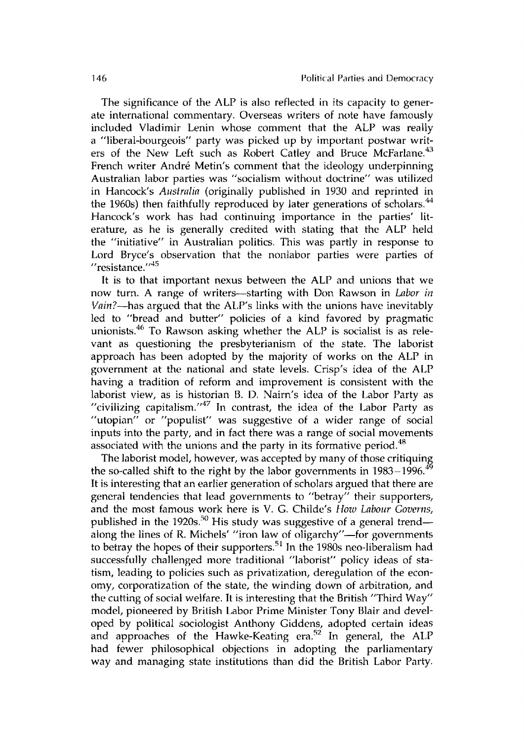The significance of the ALP is also reflected in its capacity to generate international commentary. Overseas writers of note have famously included Vladimir Lenin whose comment that the ALP was really a "liberal-bourgeois" party was picked up by important postwar writers of the New Left such as Robert Catley and Bruce McFarlane.[43] French writer André Metin's comment that the ideology underpinning Australian labor parties was "socialism without doctrine" was utilized in Hancock's *Australia* (originally published in 1930 and reprinted in the 1960s) then faithfully reproduced by later generations of scholars.[44] Hancock's work has had continuing importance in the parties' literature, as he is generally credited with stating that the ALP held the "initiative" in Australian politics. This was partly in response to Lord Bryce's observation that the nonlabor parties were parties of "resistance."[45]

It is to that important nexus between the ALP and unions that we now turn. A range of writers—starting with Don Rawson in *Labor in Vain?*—has argued that the ALP's links with the unions have inevitably led to "bread and butter" policies of a kind favored by pragmatic unionists.[46] To Rawson asking whether the ALP is socialist is as relevant as questioning the presbyterianism of the state. The laborist approach has been adopted by the majority of works on the ALP in government at the national and state levels. Crisp's idea of the ALP having a tradition of reform and improvement is consistent with the laborist view, as is historian B. D. Nairn's idea of the Labor Party as "civilizing capitalism."[47] In contrast, the idea of the Labor Party as "utopian" or "populist" was suggestive of a wider range of social inputs into the party, and in fact there was a range of social movements associated with the unions and the party in its formative period.[48]

The laborist model, however, was accepted by many of those critiquing the so-called shift to the right by the labor governments in 1983–1996.[49] It is interesting that an earlier generation of scholars argued that there are general tendencies that lead governments to "betray" their supporters, and the most famous work here is V. G. Childe's *How Labour Governs*, published in the 1920s.[50] His study was suggestive of a general trend—along the lines of R. Michels' "iron law of oligarchy"—for governments to betray the hopes of their supporters.[51] In the 1980s neo-liberalism had successfully challenged more traditional "laborist" policy ideas of statism, leading to policies such as privatization, deregulation of the economy, corporatization of the state, the winding down of arbitration, and the cutting of social welfare. It is interesting that the British "Third Way" model, pioneered by British Labor Prime Minister Tony Blair and developed by political sociologist Anthony Giddens, adopted certain ideas and approaches of the Hawke-Keating era.[52] In general, the ALP had fewer philosophical objections in adopting the parliamentary way and managing state institutions than did the British Labor Party.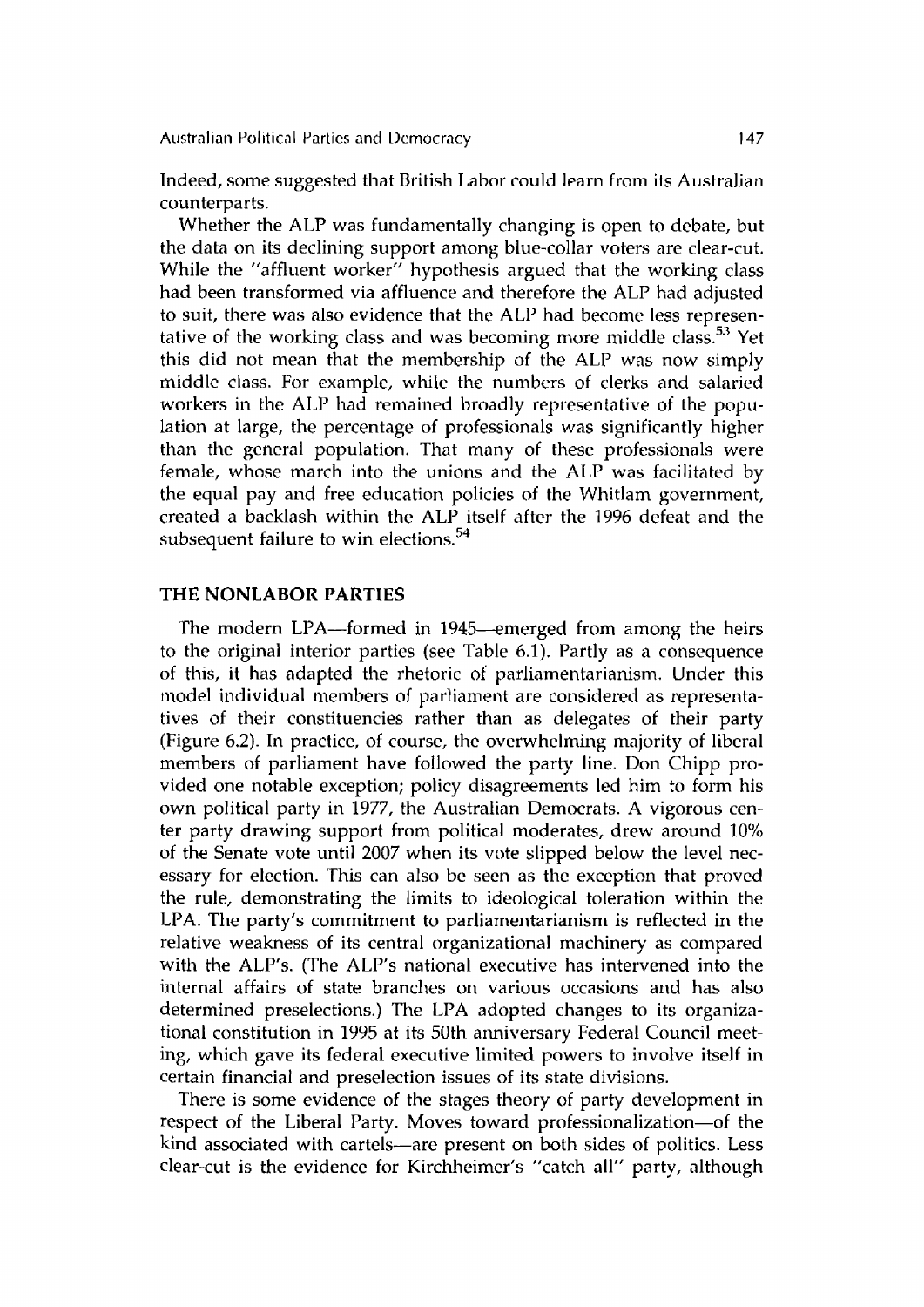Indeed, some suggested that British Labor could learn from its Australian counterparts.

Whether the ALP was fundamentally changing is open to debate, but the data on its declining support among blue-collar voters are clear-cut. While the "affluent worker" hypothesis argued that the working class had been transformed via affluence and therefore the ALP had adjusted to suit, there was also evidence that the ALP had become less representative of the working class and was becoming more middle class.[53] Yet this did not mean that the membership of the ALP was now simply middle class. For example, while the numbers of clerks and salaried workers in the ALP had remained broadly representative of the population at large, the percentage of professionals was significantly higher than the general population. That many of these professionals were female, whose march into the unions and the ALP was facilitated by the equal pay and free education policies of the Whitlam government, created a backlash within the ALP itself after the 1996 defeat and the subsequent failure to win elections.[54]

## THE NONLABOR PARTIES

The modern LPA—formed in 1945—emerged from among the heirs to the original interior parties (see Table 6.1). Partly as a consequence of this, it has adapted the rhetoric of parliamentarianism. Under this model individual members of parliament are considered as representatives of their constituencies rather than as delegates of their party (Figure 6.2). In practice, of course, the overwhelming majority of liberal members of parliament have followed the party line. Don Chipp provided one notable exception; policy disagreements led him to form his own political party in 1977, the Australian Democrats. A vigorous center party drawing support from political moderates, drew around 10% of the Senate vote until 2007 when its vote slipped below the level necessary for election. This can also be seen as the exception that proved the rule, demonstrating the limits to ideological toleration within the LPA. The party's commitment to parliamentarianism is reflected in the relative weakness of its central organizational machinery as compared with the ALP's. (The ALP's national executive has intervened into the internal affairs of state branches on various occasions and has also determined preselections.) The LPA adopted changes to its organizational constitution in 1995 at its 50th anniversary Federal Council meeting, which gave its federal executive limited powers to involve itself in certain financial and preselection issues of its state divisions.

There is some evidence of the stages theory of party development in respect of the Liberal Party. Moves toward professionalization—of the kind associated with cartels—are present on both sides of politics. Less clear-cut is the evidence for Kirchheimer's "catch all" party, although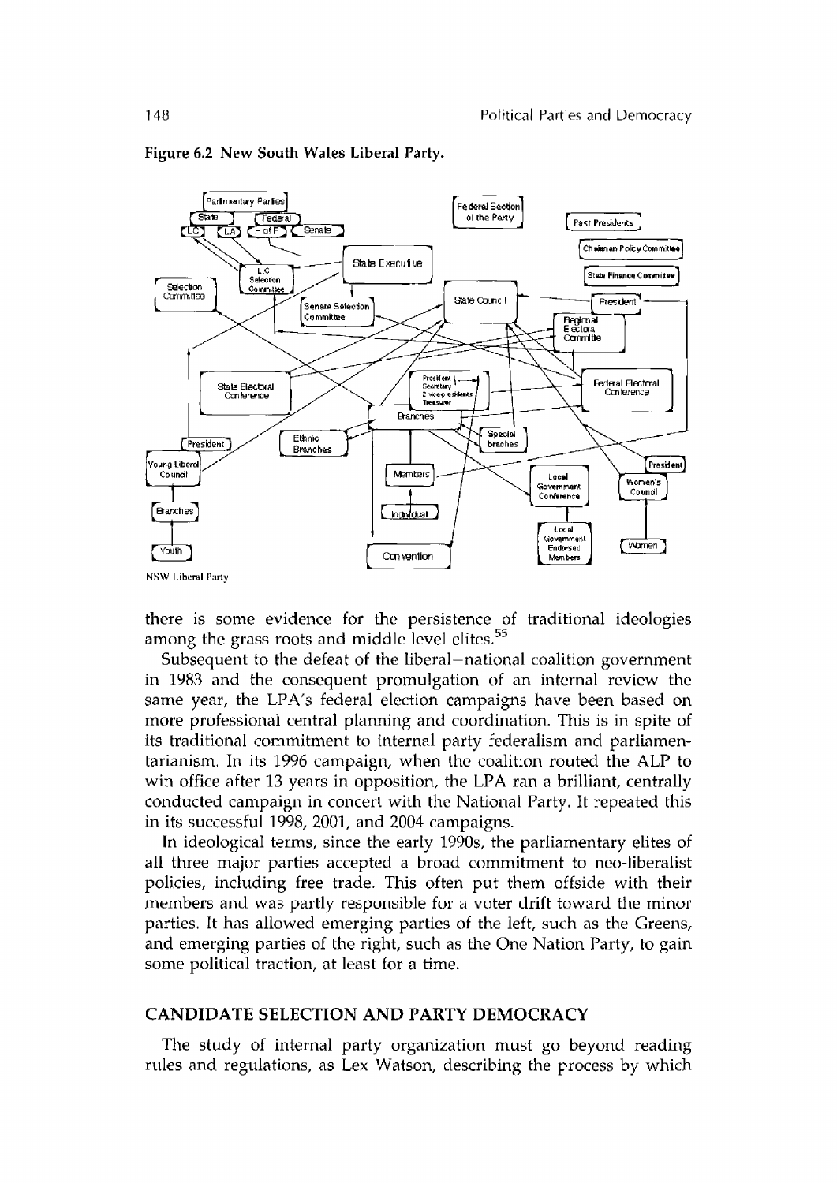**Figure 6.2 New South Wales Liberal Party.**

NSW Liberal Party

there is some evidence for the persistence of traditional ideologies among the grass roots and middle level elites.[55]

Subsequent to the defeat of the liberal–national coalition government in 1983 and the consequent promulgation of an internal review the same year, the LPA's federal election campaigns have been based on more professional central planning and coordination. This is in spite of its traditional commitment to internal party federalism and parliamentarianism. In its 1996 campaign, when the coalition routed the ALP to win office after 13 years in opposition, the LPA ran a brilliant, centrally conducted campaign in concert with the National Party. It repeated this in its successful 1998, 2001, and 2004 campaigns.

In ideological terms, since the early 1990s, the parliamentary elites of all three major parties accepted a broad commitment to neo-liberalist policies, including free trade. This often put them offside with their members and was partly responsible for a voter drift toward the minor parties. It has allowed emerging parties of the left, such as the Greens, and emerging parties of the right, such as the One Nation Party, to gain some political traction, at least for a time.

## CANDIDATE SELECTION AND PARTY DEMOCRACY

The study of internal party organization must go beyond reading rules and regulations, as Lex Watson, describing the process by which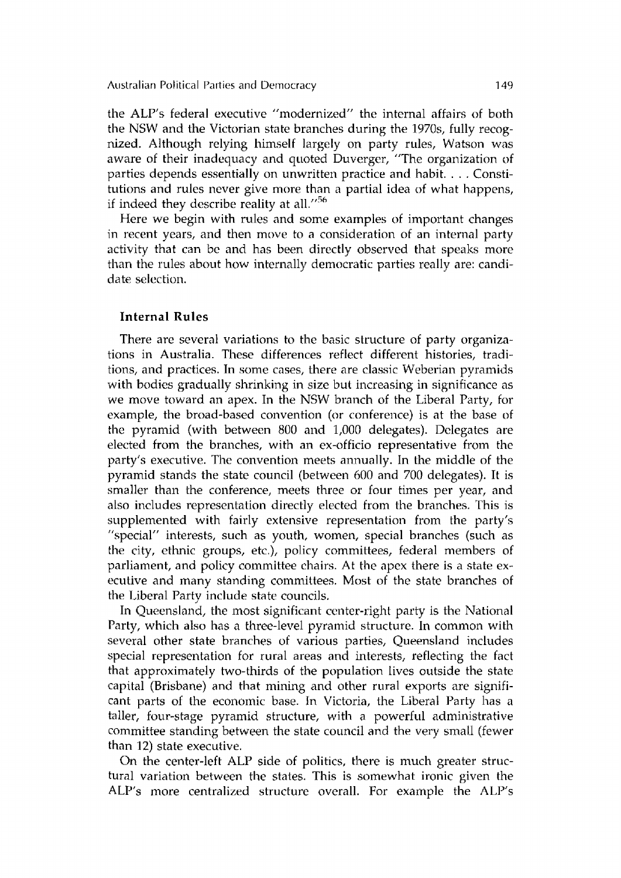the ALP's federal executive "modernized" the internal affairs of both the NSW and the Victorian state branches during the 1970s, fully recognized. Although relying himself largely on party rules, Watson was aware of their inadequacy and quoted Duverger, "The organization of parties depends essentially on unwritten practice and habit. . . . Constitutions and rules never give more than a partial idea of what happens, if indeed they describe reality at all."[56]

Here we begin with rules and some examples of important changes in recent years, and then move to a consideration of an internal party activity that can be and has been directly observed that speaks more than the rules about how internally democratic parties really are: candidate selection.

### Internal Rules

There are several variations to the basic structure of party organizations in Australia. These differences reflect different histories, traditions, and practices. In some cases, there are classic Weberian pyramids with bodies gradually shrinking in size but increasing in significance as we move toward an apex. In the NSW branch of the Liberal Party, for example, the broad-based convention (or conference) is at the base of the pyramid (with between 800 and 1,000 delegates). Delegates are elected from the branches, with an ex-officio representative from the party's executive. The convention meets annually. In the middle of the pyramid stands the state council (between 600 and 700 delegates). It is smaller than the conference, meets three or four times per year, and also includes representation directly elected from the branches. This is supplemented with fairly extensive representation from the party's "special" interests, such as youth, women, special branches (such as the city, ethnic groups, etc.), policy committees, federal members of parliament, and policy committee chairs. At the apex there is a state executive and many standing committees. Most of the state branches of the Liberal Party include state councils.

In Queensland, the most significant center-right party is the National Party, which also has a three-level pyramid structure. In common with several other state branches of various parties, Queensland includes special representation for rural areas and interests, reflecting the fact that approximately two-thirds of the population lives outside the state capital (Brisbane) and that mining and other rural exports are significant parts of the economic base. In Victoria, the Liberal Party has a taller, four-stage pyramid structure, with a powerful administrative committee standing between the state council and the very small (fewer than 12) state executive.

On the center-left ALP side of politics, there is much greater structural variation between the states. This is somewhat ironic given the ALP's more centralized structure overall. For example the ALP's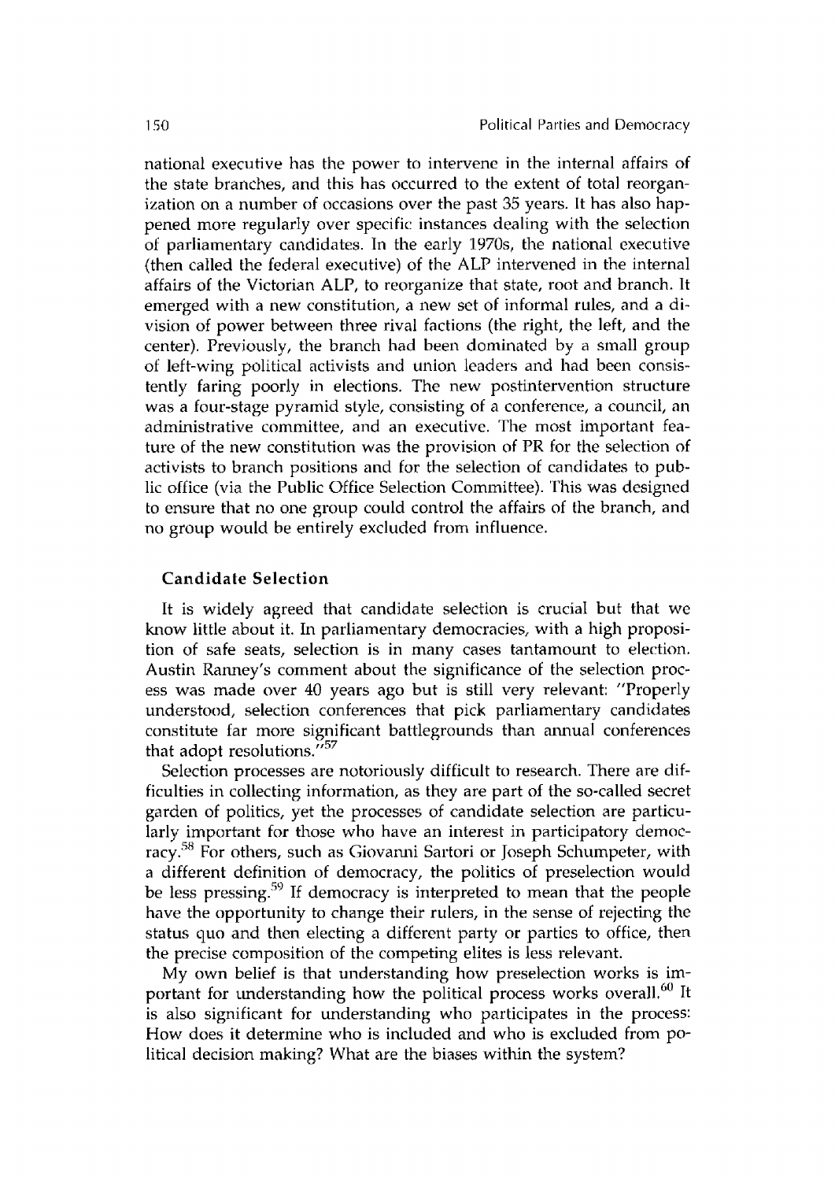national executive has the power to intervene in the internal affairs of the state branches, and this has occurred to the extent of total reorganization on a number of occasions over the past 35 years. It has also happened more regularly over specific instances dealing with the selection of parliamentary candidates. In the early 1970s, the national executive (then called the federal executive) of the ALP intervened in the internal affairs of the Victorian ALP, to reorganize that state, root and branch. It emerged with a new constitution, a new set of informal rules, and a division of power between three rival factions (the right, the left, and the center). Previously, the branch had been dominated by a small group of left-wing political activists and union leaders and had been consistently faring poorly in elections. The new postintervention structure was a four-stage pyramid style, consisting of a conference, a council, an administrative committee, and an executive. The most important feature of the new constitution was the provision of PR for the selection of activists to branch positions and for the selection of candidates to public office (via the Public Office Selection Committee). This was designed to ensure that no one group could control the affairs of the branch, and no group would be entirely excluded from influence.

### Candidate Selection

It is widely agreed that candidate selection is crucial but that we know little about it. In parliamentary democracies, with a high proposition of safe seats, selection is in many cases tantamount to election. Austin Ranney's comment about the significance of the selection process was made over 40 years ago but is still very relevant: "Properly understood, selection conferences that pick parliamentary candidates constitute far more significant battlegrounds than annual conferences that adopt resolutions."[57]

Selection processes are notoriously difficult to research. There are difficulties in collecting information, as they are part of the so-called secret garden of politics, yet the processes of candidate selection are particularly important for those who have an interest in participatory democracy.[58] For others, such as Giovanni Sartori or Joseph Schumpeter, with a different definition of democracy, the politics of preselection would be less pressing.[59] If democracy is interpreted to mean that the people have the opportunity to change their rulers, in the sense of rejecting the status quo and then electing a different party or parties to office, then the precise composition of the competing elites is less relevant.

My own belief is that understanding how preselection works is important for understanding how the political process works overall.[60] It is also significant for understanding who participates in the process: How does it determine who is included and who is excluded from political decision making? What are the biases within the system?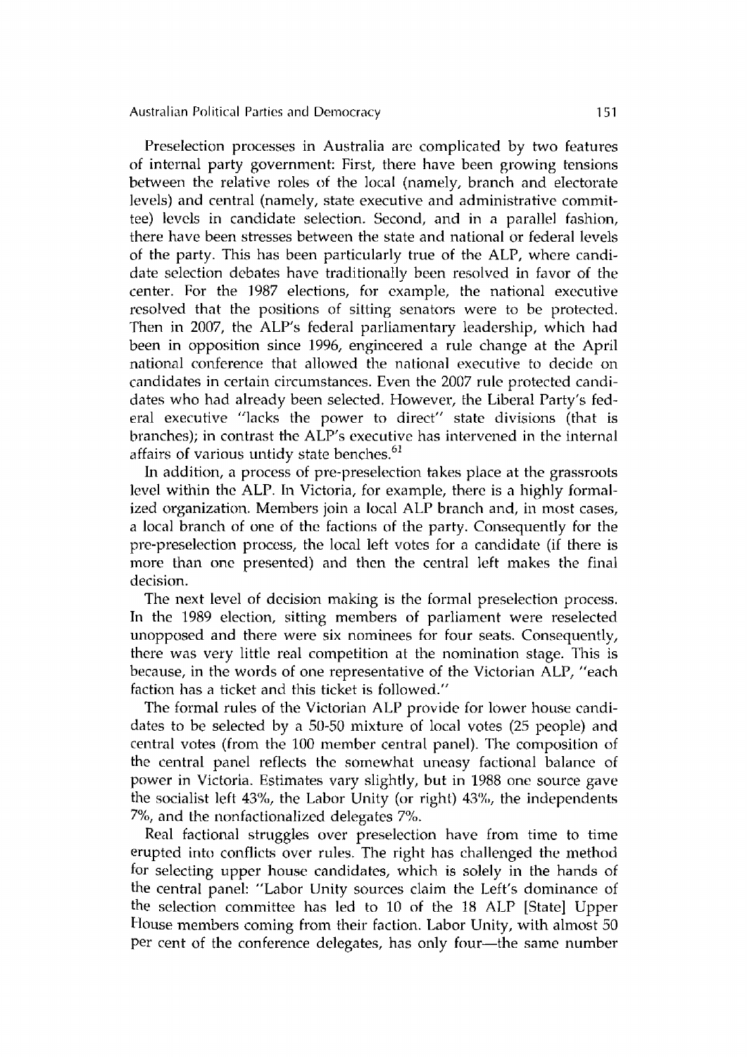Preselection processes in Australia are complicated by two features of internal party government: First, there have been growing tensions between the relative roles of the local (namely, branch and electorate levels) and central (namely, state executive and administrative committee) levels in candidate selection. Second, and in a parallel fashion, there have been stresses between the state and national or federal levels of the party. This has been particularly true of the ALP, where candidate selection debates have traditionally been resolved in favor of the center. For the 1987 elections, for example, the national executive resolved that the positions of sitting senators were to be protected. Then in 2007, the ALP's federal parliamentary leadership, which had been in opposition since 1996, engineered a rule change at the April national conference that allowed the national executive to decide on candidates in certain circumstances. Even the 2007 rule protected candidates who had already been selected. However, the Liberal Party's federal executive "lacks the power to direct" state divisions (that is branches); in contrast the ALP's executive has intervened in the internal affairs of various untidy state benches.[61]

In addition, a process of pre-preselection takes place at the grassroots level within the ALP. In Victoria, for example, there is a highly formalized organization. Members join a local ALP branch and, in most cases, a local branch of one of the factions of the party. Consequently for the pre-preselection process, the local left votes for a candidate (if there is more than one presented) and then the central left makes the final decision.

The next level of decision making is the formal preselection process. In the 1989 election, sitting members of parliament were reselected unopposed and there were six nominees for four seats. Consequently, there was very little real competition at the nomination stage. This is because, in the words of one representative of the Victorian ALP, "each faction has a ticket and this ticket is followed."

The formal rules of the Victorian ALP provide for lower house candidates to be selected by a 50-50 mixture of local votes (25 people) and central votes (from the 100 member central panel). The composition of the central panel reflects the somewhat uneasy factional balance of power in Victoria. Estimates vary slightly, but in 1988 one source gave the socialist left 43%, the Labor Unity (or right) 43%, the independents 7%, and the nonfactionalized delegates 7%.

Real factional struggles over preselection have from time to time erupted into conflicts over rules. The right has challenged the method for selecting upper house candidates, which is solely in the hands of the central panel: "Labor Unity sources claim the Left's dominance of the selection committee has led to 10 of the 18 ALP [State] Upper House members coming from their faction. Labor Unity, with almost 50 per cent of the conference delegates, has only four—the same number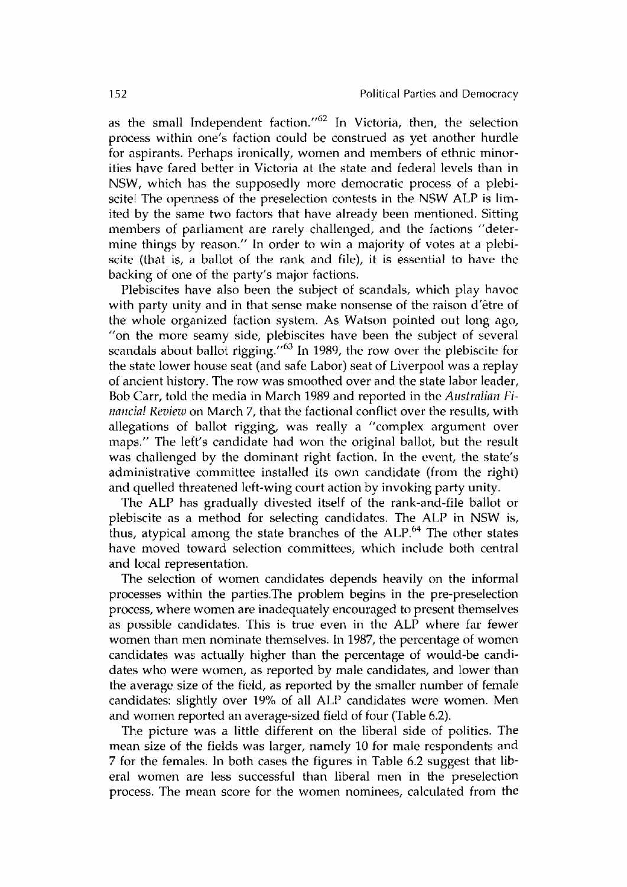as the small Independent faction."[62] In Victoria, then, the selection process within one's faction could be construed as yet another hurdle for aspirants. Perhaps ironically, women and members of ethnic minorities have fared better in Victoria at the state and federal levels than in NSW, which has the supposedly more democratic process of a plebiscite! The openness of the preselection contests in the NSW ALP is limited by the same two factors that have already been mentioned. Sitting members of parliament are rarely challenged, and the factions "determine things by reason." In order to win a majority of votes at a plebiscite (that is, a ballot of the rank and file), it is essential to have the backing of one of the party's major factions.

Plebiscites have also been the subject of scandals, which play havoc with party unity and in that sense make nonsense of the raison d'être of the whole organized faction system. As Watson pointed out long ago, "on the more seamy side, plebiscites have been the subject of several scandals about ballot rigging."[63] In 1989, the row over the plebiscite for the state lower house seat (and safe Labor) seat of Liverpool was a replay of ancient history. The row was smoothed over and the state labor leader, Bob Carr, told the media in March 1989 and reported in the *Australian Financial Review* on March 7, that the factional conflict over the results, with allegations of ballot rigging, was really a "complex argument over maps." The left's candidate had won the original ballot, but the result was challenged by the dominant right faction. In the event, the state's administrative committee installed its own candidate (from the right) and quelled threatened left-wing court action by invoking party unity.

The ALP has gradually divested itself of the rank-and-file ballot or plebiscite as a method for selecting candidates. The ALP in NSW is, thus, atypical among the state branches of the ALP.[64] The other states have moved toward selection committees, which include both central and local representation.

The selection of women candidates depends heavily on the informal processes within the parties.The problem begins in the pre-preselection process, where women are inadequately encouraged to present themselves as possible candidates. This is true even in the ALP where far fewer women than men nominate themselves. In 1987, the percentage of women candidates was actually higher than the percentage of would-be candidates who were women, as reported by male candidates, and lower than the average size of the field, as reported by the smaller number of female candidates: slightly over 19% of all ALP candidates were women. Men and women reported an average-sized field of four (Table 6.2).

The picture was a little different on the liberal side of politics. The mean size of the fields was larger, namely 10 for male respondents and 7 for the females. In both cases the figures in Table 6.2 suggest that liberal women are less successful than liberal men in the preselection process. The mean score for the women nominees, calculated from the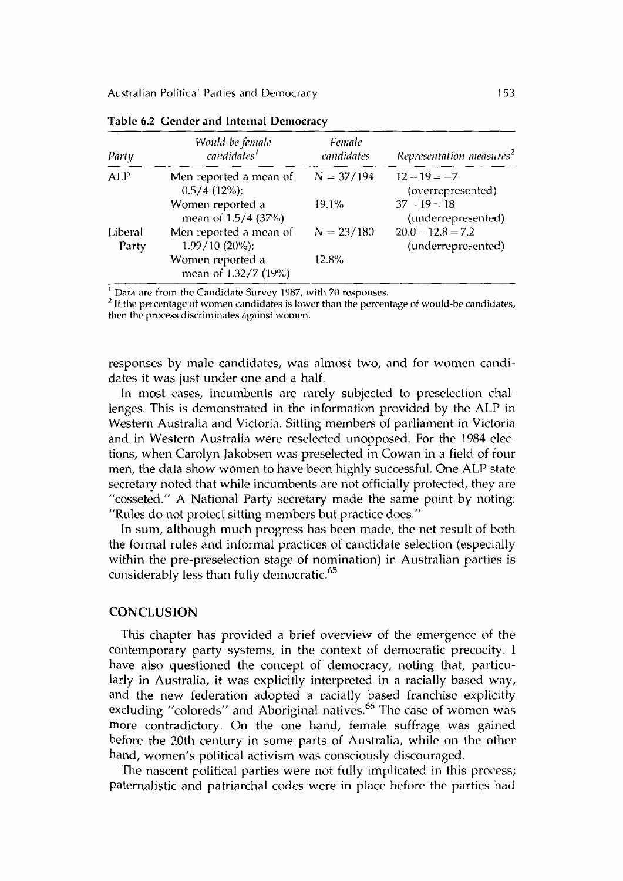**Table 6.2 Gender and Internal Democracy**

| Party | Would-be female candidates[1] | Female candidates | Representation measures[2] |
|---|---|---|---|
| ALP | Men reported a mean of 0.5/4 (12%); | N = 37/194 | 12 − 19 = −7 (overrepresented) |
| | Women reported a mean of 1.5/4 (37%) | 19.1% | 37 − 19 = 18 (underrepresented) |
| Liberal Party | Men reported a mean of 1.99/10 (20%); | N = 23/180 | 20.0 − 12.8 = 7.2 (underrepresented) |
| | Women reported a mean of 1.32/7 (19%) | 12.8% | |

[1] Data are from the Candidate Survey 1987, with 70 responses.
[2] If the percentage of women candidates is lower than the percentage of would-be candidates, then the process discriminates against women.

responses by male candidates, was almost two, and for women candidates it was just under one and a half.

In most cases, incumbents are rarely subjected to preselection challenges. This is demonstrated in the information provided by the ALP in Western Australia and Victoria. Sitting members of parliament in Victoria and in Western Australia were reselected unopposed. For the 1984 elections, when Carolyn Jakobsen was preselected in Cowan in a field of four men, the data show women to have been highly successful. One ALP state secretary noted that while incumbents are not officially protected, they are "cosseted." A National Party secretary made the same point by noting: "Rules do not protect sitting members but practice does."

In sum, although much progress has been made, the net result of both the formal rules and informal practices of candidate selection (especially within the pre-preselection stage of nomination) in Australian parties is considerably less than fully democratic.[65]

## CONCLUSION

This chapter has provided a brief overview of the emergence of the contemporary party systems, in the context of democratic precocity. I have also questioned the concept of democracy, noting that, particularly in Australia, it was explicitly interpreted in a racially based way, and the new federation adopted a racially based franchise explicitly excluding "coloreds" and Aboriginal natives.[66] The case of women was more contradictory. On the one hand, female suffrage was gained before the 20th century in some parts of Australia, while on the other hand, women's political activism was consciously discouraged.

The nascent political parties were not fully implicated in this process; paternalistic and patriarchal codes were in place before the parties had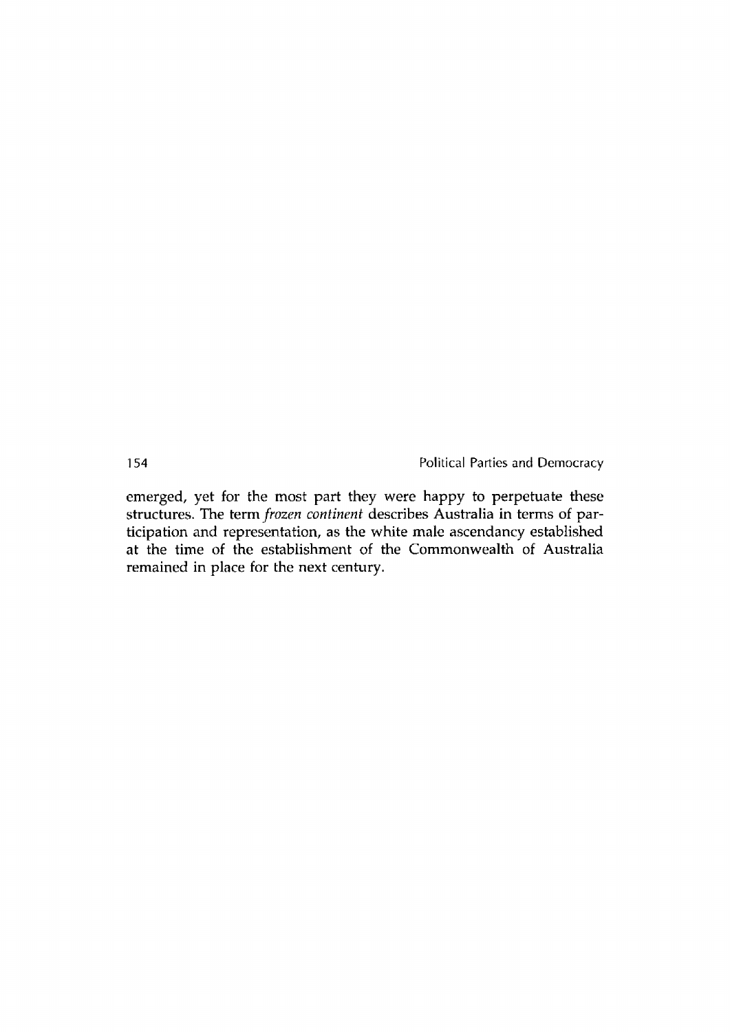emerged, yet for the most part they were happy to perpetuate these structures. The term *frozen continent* describes Australia in terms of participation and representation, as the white male ascendancy established at the time of the establishment of the Commonwealth of Australia remained in place for the next century.